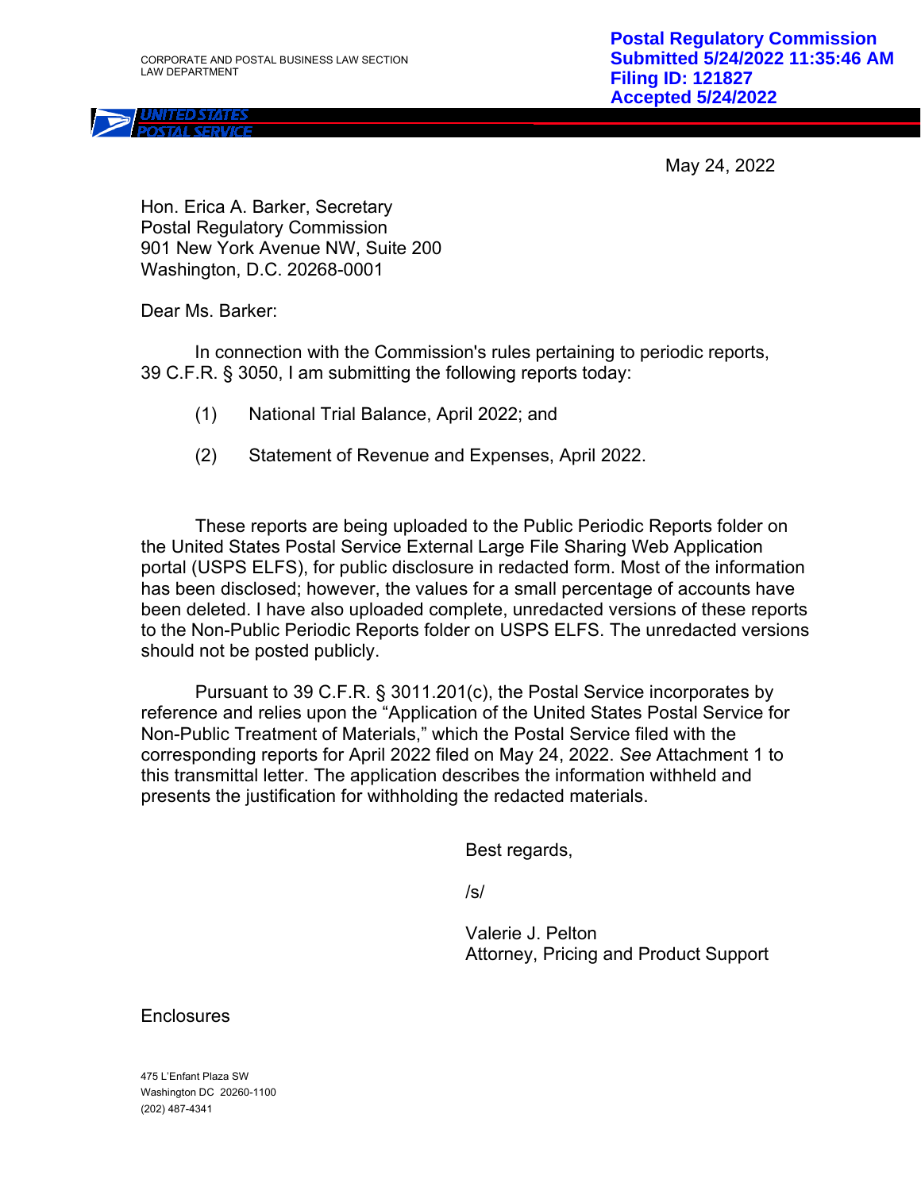**Postal Regulatory Commission**
**Submitted 5/24/2022 11:35:46 AM**
**Filing ID: 121827**
**Accepted 5/24/2022**

CORPORATE AND POSTAL BUSINESS LAW SECTION
LAW DEPARTMENT

UNITED STATES POSTAL SERVICE

May 24, 2022

Hon. Erica A. Barker, Secretary
Postal Regulatory Commission
901 New York Avenue NW, Suite 200
Washington, D.C. 20268-0001

Dear Ms. Barker:

In connection with the Commission's rules pertaining to periodic reports, 39 C.F.R. § 3050, I am submitting the following reports today:

(1) National Trial Balance, April 2022; and

(2) Statement of Revenue and Expenses, April 2022.

These reports are being uploaded to the Public Periodic Reports folder on the United States Postal Service External Large File Sharing Web Application portal (USPS ELFS), for public disclosure in redacted form. Most of the information has been disclosed; however, the values for a small percentage of accounts have been deleted. I have also uploaded complete, unredacted versions of these reports to the Non-Public Periodic Reports folder on USPS ELFS. The unredacted versions should not be posted publicly.

Pursuant to 39 C.F.R. § 3011.201(c), the Postal Service incorporates by reference and relies upon the "Application of the United States Postal Service for Non-Public Treatment of Materials," which the Postal Service filed with the corresponding reports for April 2022 filed on May 24, 2022. *See* Attachment 1 to this transmittal letter. The application describes the information withheld and presents the justification for withholding the redacted materials.

Best regards,

/s/

Valerie J. Pelton
Attorney, Pricing and Product Support

Enclosures

475 L'Enfant Plaza SW
Washington DC 20260-1100
(202) 487-4341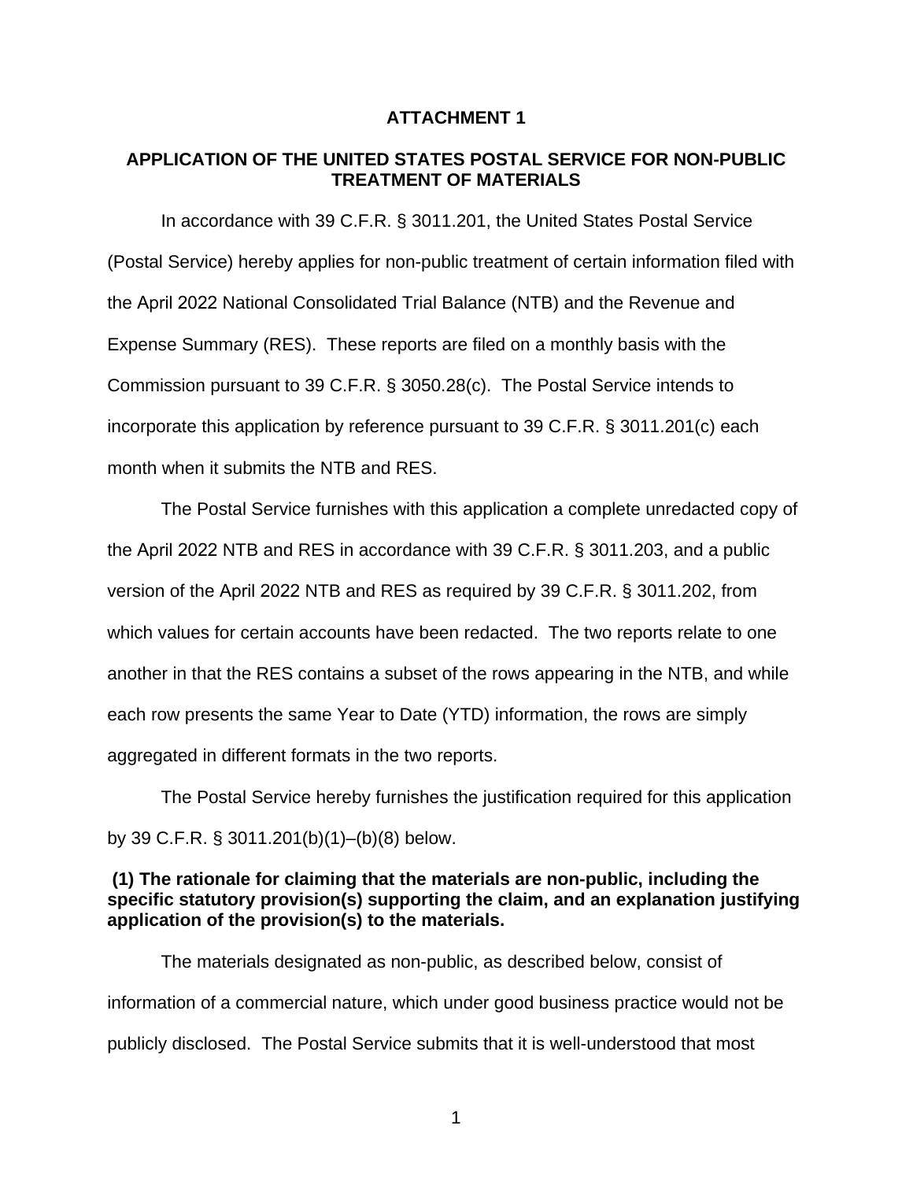**ATTACHMENT 1**

**APPLICATION OF THE UNITED STATES POSTAL SERVICE FOR NON-PUBLIC TREATMENT OF MATERIALS**

In accordance with 39 C.F.R. § 3011.201, the United States Postal Service (Postal Service) hereby applies for non-public treatment of certain information filed with the April 2022 National Consolidated Trial Balance (NTB) and the Revenue and Expense Summary (RES). These reports are filed on a monthly basis with the Commission pursuant to 39 C.F.R. § 3050.28(c). The Postal Service intends to incorporate this application by reference pursuant to 39 C.F.R. § 3011.201(c) each month when it submits the NTB and RES.

The Postal Service furnishes with this application a complete unredacted copy of the April 2022 NTB and RES in accordance with 39 C.F.R. § 3011.203, and a public version of the April 2022 NTB and RES as required by 39 C.F.R. § 3011.202, from which values for certain accounts have been redacted. The two reports relate to one another in that the RES contains a subset of the rows appearing in the NTB, and while each row presents the same Year to Date (YTD) information, the rows are simply aggregated in different formats in the two reports.

The Postal Service hereby furnishes the justification required for this application by 39 C.F.R. § 3011.201(b)(1)–(b)(8) below.

**(1) The rationale for claiming that the materials are non-public, including the specific statutory provision(s) supporting the claim, and an explanation justifying application of the provision(s) to the materials.**

The materials designated as non-public, as described below, consist of information of a commercial nature, which under good business practice would not be publicly disclosed. The Postal Service submits that it is well-understood that most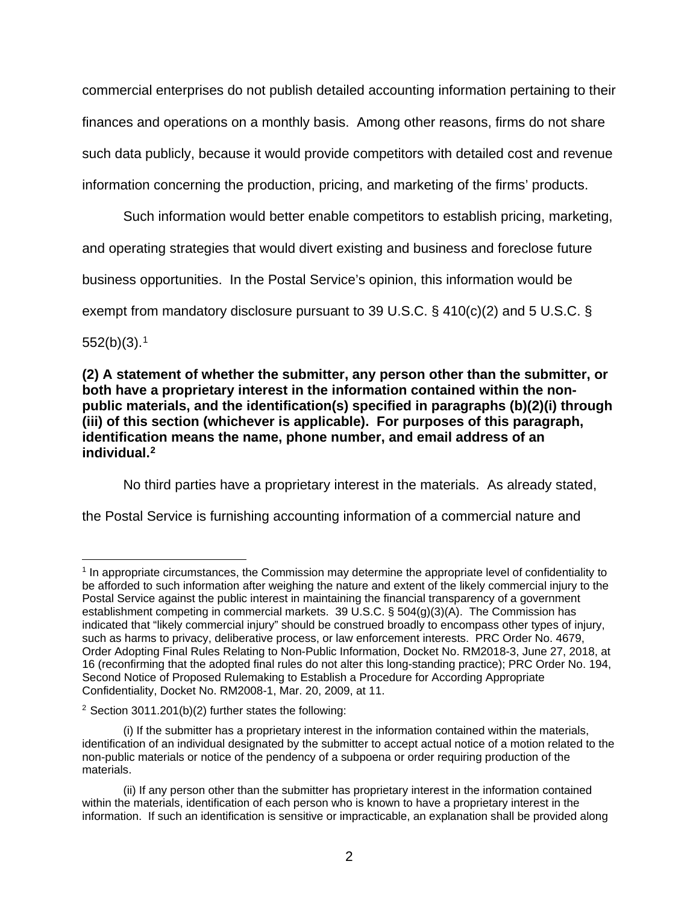commercial enterprises do not publish detailed accounting information pertaining to their finances and operations on a monthly basis. Among other reasons, firms do not share such data publicly, because it would provide competitors with detailed cost and revenue information concerning the production, pricing, and marketing of the firms' products.

Such information would better enable competitors to establish pricing, marketing, and operating strategies that would divert existing and business and foreclose future business opportunities. In the Postal Service's opinion, this information would be exempt from mandatory disclosure pursuant to 39 U.S.C. § 410(c)(2) and 5 U.S.C. § 552(b)(3).[1]

**(2) A statement of whether the submitter, any person other than the submitter, or both have a proprietary interest in the information contained within the non-public materials, and the identification(s) specified in paragraphs (b)(2)(i) through (iii) of this section (whichever is applicable). For purposes of this paragraph, identification means the name, phone number, and email address of an individual.[2]**

No third parties have a proprietary interest in the materials. As already stated, the Postal Service is furnishing accounting information of a commercial nature and

---

[1] In appropriate circumstances, the Commission may determine the appropriate level of confidentiality to be afforded to such information after weighing the nature and extent of the likely commercial injury to the Postal Service against the public interest in maintaining the financial transparency of a government establishment competing in commercial markets. 39 U.S.C. § 504(g)(3)(A). The Commission has indicated that "likely commercial injury" should be construed broadly to encompass other types of injury, such as harms to privacy, deliberative process, or law enforcement interests. PRC Order No. 4679, Order Adopting Final Rules Relating to Non-Public Information, Docket No. RM2018-3, June 27, 2018, at 16 (reconfirming that the adopted final rules do not alter this long-standing practice); PRC Order No. 194, Second Notice of Proposed Rulemaking to Establish a Procedure for According Appropriate Confidentiality, Docket No. RM2008-1, Mar. 20, 2009, at 11.

[2] Section 3011.201(b)(2) further states the following:

(i) If the submitter has a proprietary interest in the information contained within the materials, identification of an individual designated by the submitter to accept actual notice of a motion related to the non-public materials or notice of the pendency of a subpoena or order requiring production of the materials.

(ii) If any person other than the submitter has proprietary interest in the information contained within the materials, identification of each person who is known to have a proprietary interest in the information. If such an identification is sensitive or impracticable, an explanation shall be provided along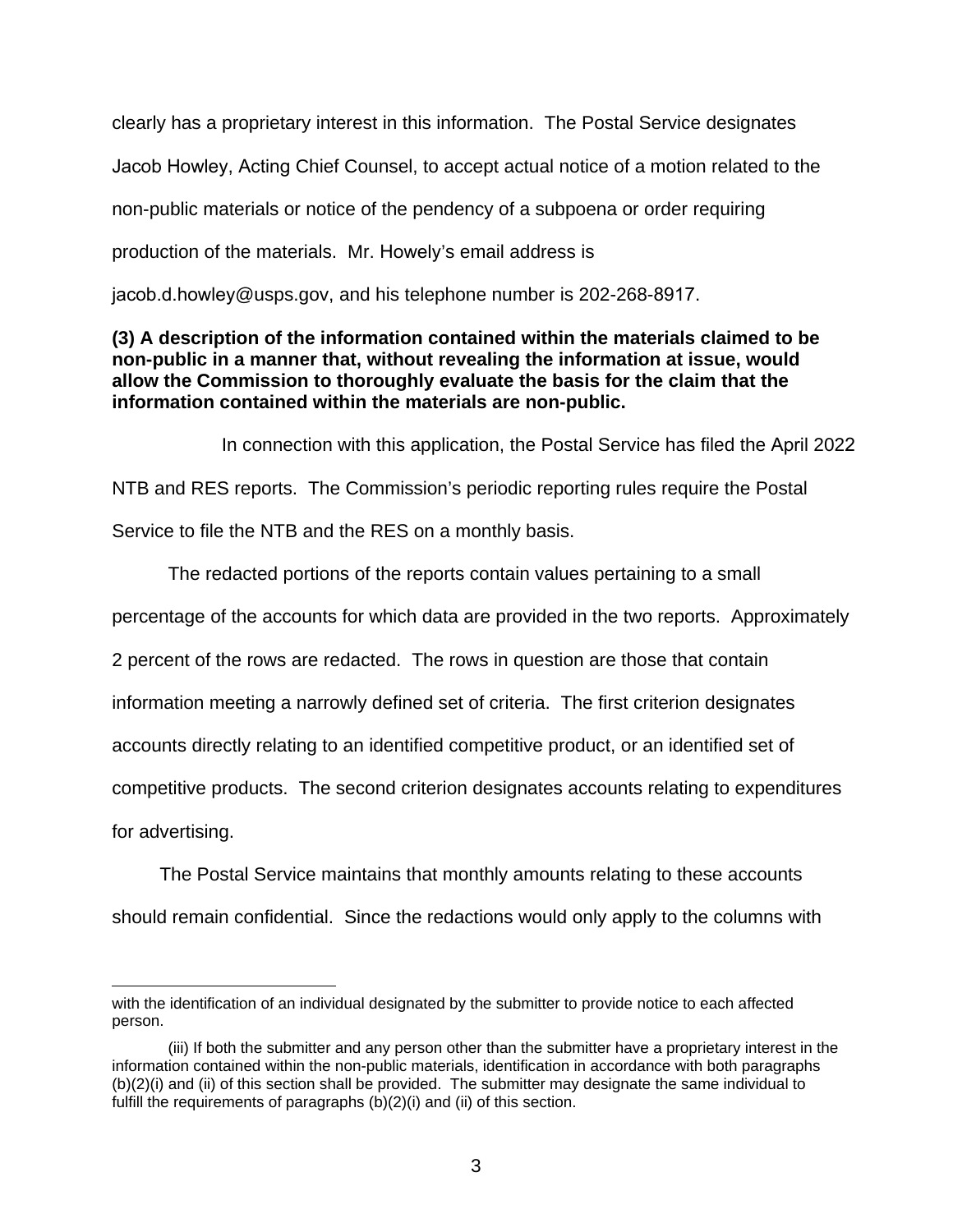clearly has a proprietary interest in this information. The Postal Service designates Jacob Howley, Acting Chief Counsel, to accept actual notice of a motion related to the non-public materials or notice of the pendency of a subpoena or order requiring production of the materials. Mr. Howely's email address is jacob.d.howley@usps.gov, and his telephone number is 202-268-8917.

**(3) A description of the information contained within the materials claimed to be non-public in a manner that, without revealing the information at issue, would allow the Commission to thoroughly evaluate the basis for the claim that the information contained within the materials are non-public.**

In connection with this application, the Postal Service has filed the April 2022 NTB and RES reports. The Commission's periodic reporting rules require the Postal Service to file the NTB and the RES on a monthly basis.

The redacted portions of the reports contain values pertaining to a small percentage of the accounts for which data are provided in the two reports. Approximately 2 percent of the rows are redacted. The rows in question are those that contain information meeting a narrowly defined set of criteria. The first criterion designates accounts directly relating to an identified competitive product, or an identified set of competitive products. The second criterion designates accounts relating to expenditures for advertising.

The Postal Service maintains that monthly amounts relating to these accounts should remain confidential. Since the redactions would only apply to the columns with

---

with the identification of an individual designated by the submitter to provide notice to each affected person.

(iii) If both the submitter and any person other than the submitter have a proprietary interest in the information contained within the non-public materials, identification in accordance with both paragraphs (b)(2)(i) and (ii) of this section shall be provided. The submitter may designate the same individual to fulfill the requirements of paragraphs (b)(2)(i) and (ii) of this section.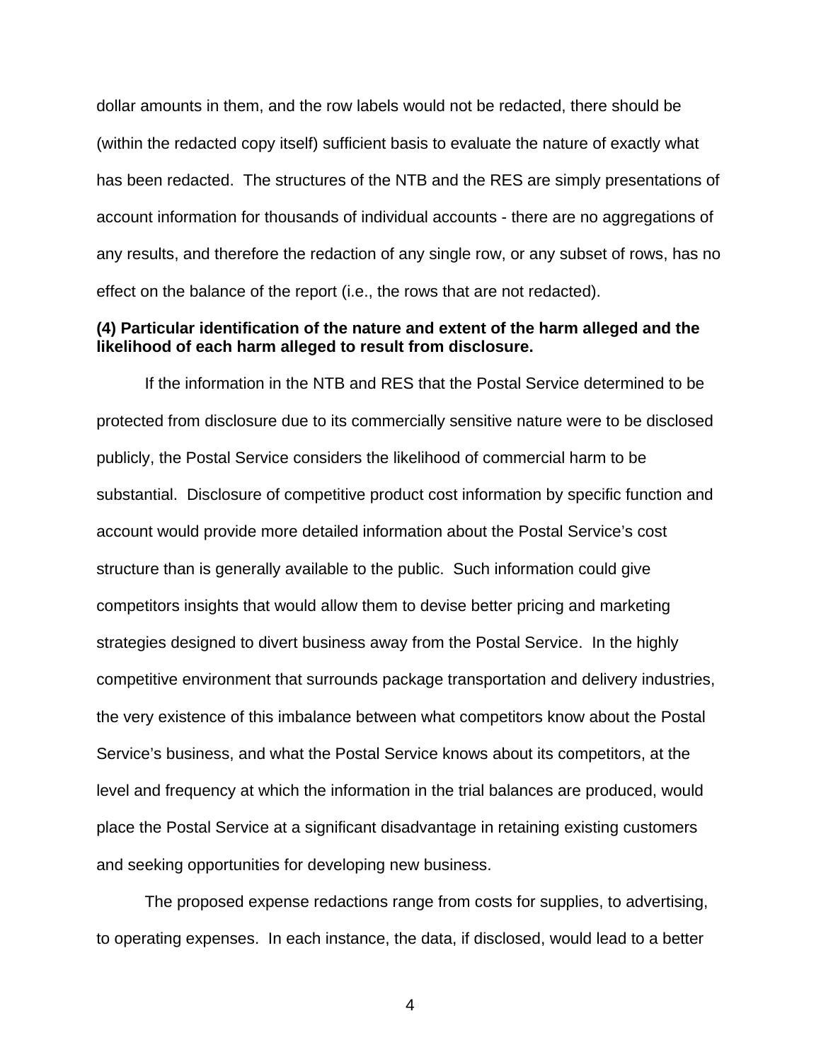dollar amounts in them, and the row labels would not be redacted, there should be (within the redacted copy itself) sufficient basis to evaluate the nature of exactly what has been redacted. The structures of the NTB and the RES are simply presentations of account information for thousands of individual accounts - there are no aggregations of any results, and therefore the redaction of any single row, or any subset of rows, has no effect on the balance of the report (i.e., the rows that are not redacted).

**(4) Particular identification of the nature and extent of the harm alleged and the likelihood of each harm alleged to result from disclosure.**

If the information in the NTB and RES that the Postal Service determined to be protected from disclosure due to its commercially sensitive nature were to be disclosed publicly, the Postal Service considers the likelihood of commercial harm to be substantial. Disclosure of competitive product cost information by specific function and account would provide more detailed information about the Postal Service's cost structure than is generally available to the public. Such information could give competitors insights that would allow them to devise better pricing and marketing strategies designed to divert business away from the Postal Service. In the highly competitive environment that surrounds package transportation and delivery industries, the very existence of this imbalance between what competitors know about the Postal Service's business, and what the Postal Service knows about its competitors, at the level and frequency at which the information in the trial balances are produced, would place the Postal Service at a significant disadvantage in retaining existing customers and seeking opportunities for developing new business.

The proposed expense redactions range from costs for supplies, to advertising, to operating expenses. In each instance, the data, if disclosed, would lead to a better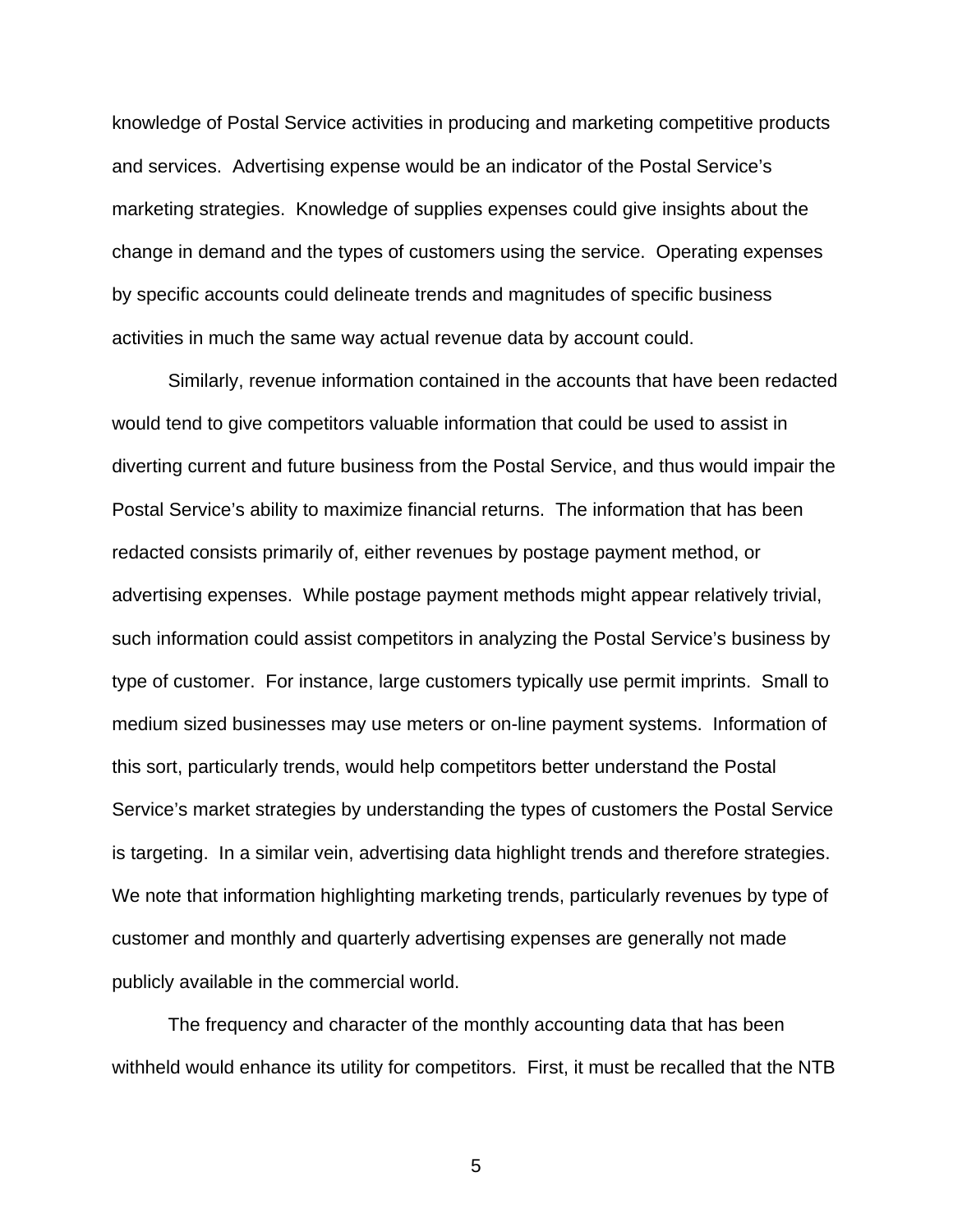knowledge of Postal Service activities in producing and marketing competitive products and services. Advertising expense would be an indicator of the Postal Service's marketing strategies. Knowledge of supplies expenses could give insights about the change in demand and the types of customers using the service. Operating expenses by specific accounts could delineate trends and magnitudes of specific business activities in much the same way actual revenue data by account could.

Similarly, revenue information contained in the accounts that have been redacted would tend to give competitors valuable information that could be used to assist in diverting current and future business from the Postal Service, and thus would impair the Postal Service's ability to maximize financial returns. The information that has been redacted consists primarily of, either revenues by postage payment method, or advertising expenses. While postage payment methods might appear relatively trivial, such information could assist competitors in analyzing the Postal Service's business by type of customer. For instance, large customers typically use permit imprints. Small to medium sized businesses may use meters or on-line payment systems. Information of this sort, particularly trends, would help competitors better understand the Postal Service's market strategies by understanding the types of customers the Postal Service is targeting. In a similar vein, advertising data highlight trends and therefore strategies. We note that information highlighting marketing trends, particularly revenues by type of customer and monthly and quarterly advertising expenses are generally not made publicly available in the commercial world.

The frequency and character of the monthly accounting data that has been withheld would enhance its utility for competitors. First, it must be recalled that the NTB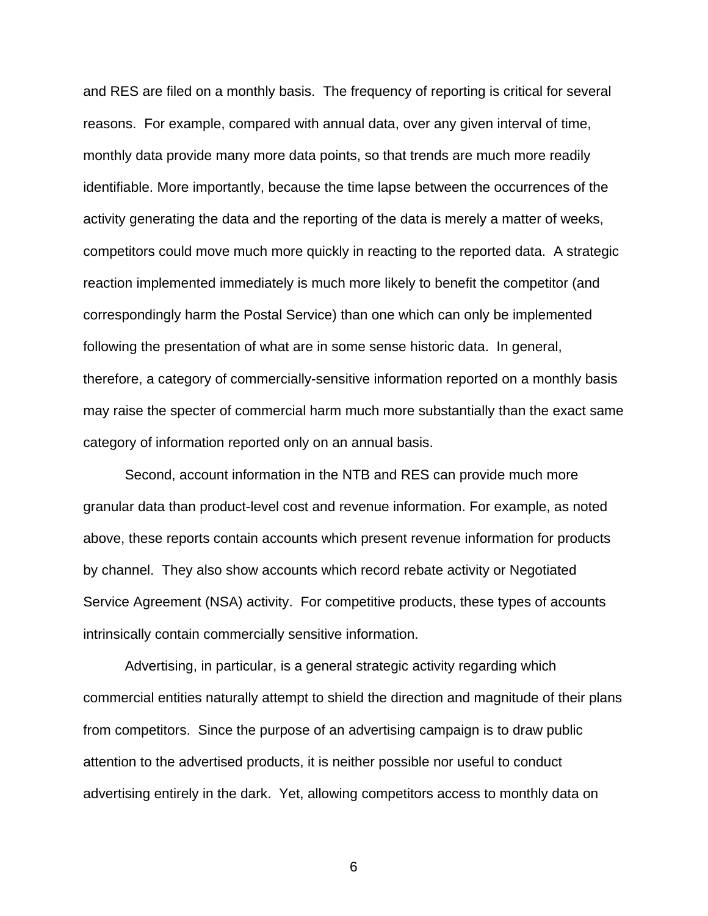and RES are filed on a monthly basis. The frequency of reporting is critical for several reasons. For example, compared with annual data, over any given interval of time, monthly data provide many more data points, so that trends are much more readily identifiable. More importantly, because the time lapse between the occurrences of the activity generating the data and the reporting of the data is merely a matter of weeks, competitors could move much more quickly in reacting to the reported data. A strategic reaction implemented immediately is much more likely to benefit the competitor (and correspondingly harm the Postal Service) than one which can only be implemented following the presentation of what are in some sense historic data. In general, therefore, a category of commercially-sensitive information reported on a monthly basis may raise the specter of commercial harm much more substantially than the exact same category of information reported only on an annual basis.

Second, account information in the NTB and RES can provide much more granular data than product-level cost and revenue information. For example, as noted above, these reports contain accounts which present revenue information for products by channel. They also show accounts which record rebate activity or Negotiated Service Agreement (NSA) activity. For competitive products, these types of accounts intrinsically contain commercially sensitive information.

Advertising, in particular, is a general strategic activity regarding which commercial entities naturally attempt to shield the direction and magnitude of their plans from competitors. Since the purpose of an advertising campaign is to draw public attention to the advertised products, it is neither possible nor useful to conduct advertising entirely in the dark. Yet, allowing competitors access to monthly data on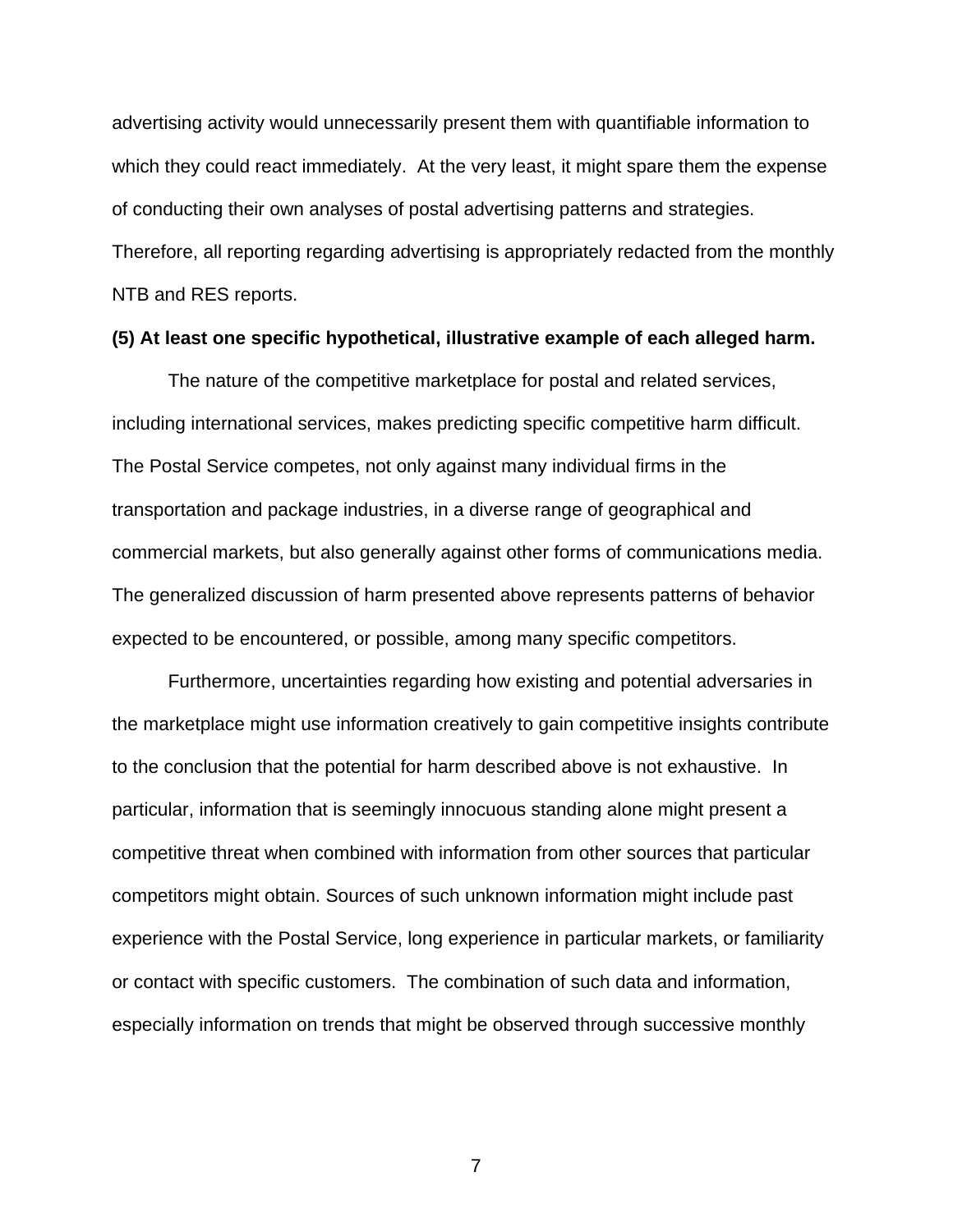advertising activity would unnecessarily present them with quantifiable information to which they could react immediately.  At the very least, it might spare them the expense of conducting their own analyses of postal advertising patterns and strategies. Therefore, all reporting regarding advertising is appropriately redacted from the monthly NTB and RES reports.

**(5) At least one specific hypothetical, illustrative example of each alleged harm.**

The nature of the competitive marketplace for postal and related services, including international services, makes predicting specific competitive harm difficult. The Postal Service competes, not only against many individual firms in the transportation and package industries, in a diverse range of geographical and commercial markets, but also generally against other forms of communications media. The generalized discussion of harm presented above represents patterns of behavior expected to be encountered, or possible, among many specific competitors.

Furthermore, uncertainties regarding how existing and potential adversaries in the marketplace might use information creatively to gain competitive insights contribute to the conclusion that the potential for harm described above is not exhaustive.  In particular, information that is seemingly innocuous standing alone might present a competitive threat when combined with information from other sources that particular competitors might obtain. Sources of such unknown information might include past experience with the Postal Service, long experience in particular markets, or familiarity or contact with specific customers.  The combination of such data and information, especially information on trends that might be observed through successive monthly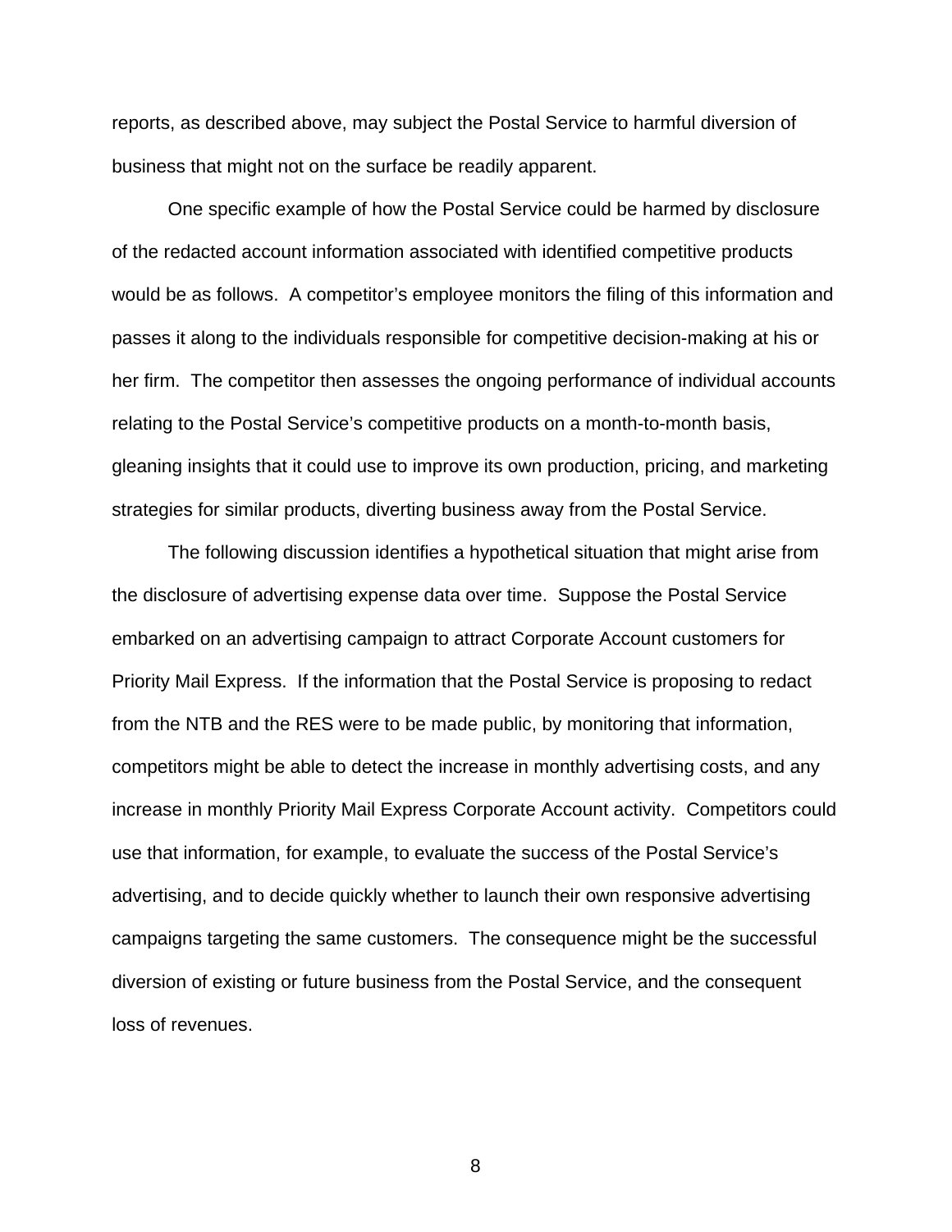reports, as described above, may subject the Postal Service to harmful diversion of business that might not on the surface be readily apparent.

One specific example of how the Postal Service could be harmed by disclosure of the redacted account information associated with identified competitive products would be as follows. A competitor's employee monitors the filing of this information and passes it along to the individuals responsible for competitive decision-making at his or her firm. The competitor then assesses the ongoing performance of individual accounts relating to the Postal Service's competitive products on a month-to-month basis, gleaning insights that it could use to improve its own production, pricing, and marketing strategies for similar products, diverting business away from the Postal Service.

The following discussion identifies a hypothetical situation that might arise from the disclosure of advertising expense data over time. Suppose the Postal Service embarked on an advertising campaign to attract Corporate Account customers for Priority Mail Express. If the information that the Postal Service is proposing to redact from the NTB and the RES were to be made public, by monitoring that information, competitors might be able to detect the increase in monthly advertising costs, and any increase in monthly Priority Mail Express Corporate Account activity. Competitors could use that information, for example, to evaluate the success of the Postal Service's advertising, and to decide quickly whether to launch their own responsive advertising campaigns targeting the same customers. The consequence might be the successful diversion of existing or future business from the Postal Service, and the consequent loss of revenues.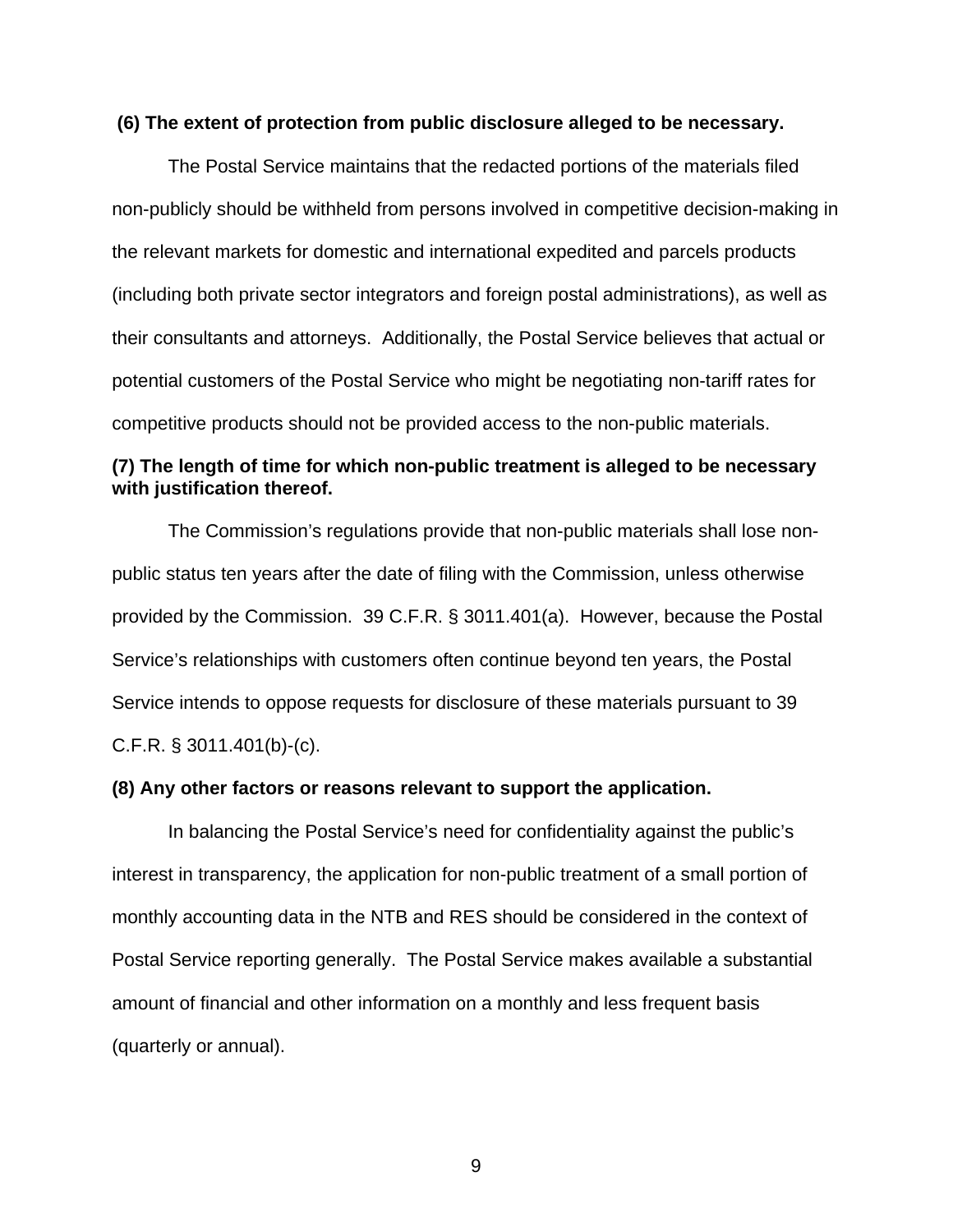**(6) The extent of protection from public disclosure alleged to be necessary.**

The Postal Service maintains that the redacted portions of the materials filed non-publicly should be withheld from persons involved in competitive decision-making in the relevant markets for domestic and international expedited and parcels products (including both private sector integrators and foreign postal administrations), as well as their consultants and attorneys. Additionally, the Postal Service believes that actual or potential customers of the Postal Service who might be negotiating non-tariff rates for competitive products should not be provided access to the non-public materials.

**(7) The length of time for which non-public treatment is alleged to be necessary with justification thereof.**

The Commission's regulations provide that non-public materials shall lose non-public status ten years after the date of filing with the Commission, unless otherwise provided by the Commission. 39 C.F.R. § 3011.401(a). However, because the Postal Service's relationships with customers often continue beyond ten years, the Postal Service intends to oppose requests for disclosure of these materials pursuant to 39 C.F.R. § 3011.401(b)-(c).

**(8) Any other factors or reasons relevant to support the application.**

In balancing the Postal Service's need for confidentiality against the public's interest in transparency, the application for non-public treatment of a small portion of monthly accounting data in the NTB and RES should be considered in the context of Postal Service reporting generally. The Postal Service makes available a substantial amount of financial and other information on a monthly and less frequent basis (quarterly or annual).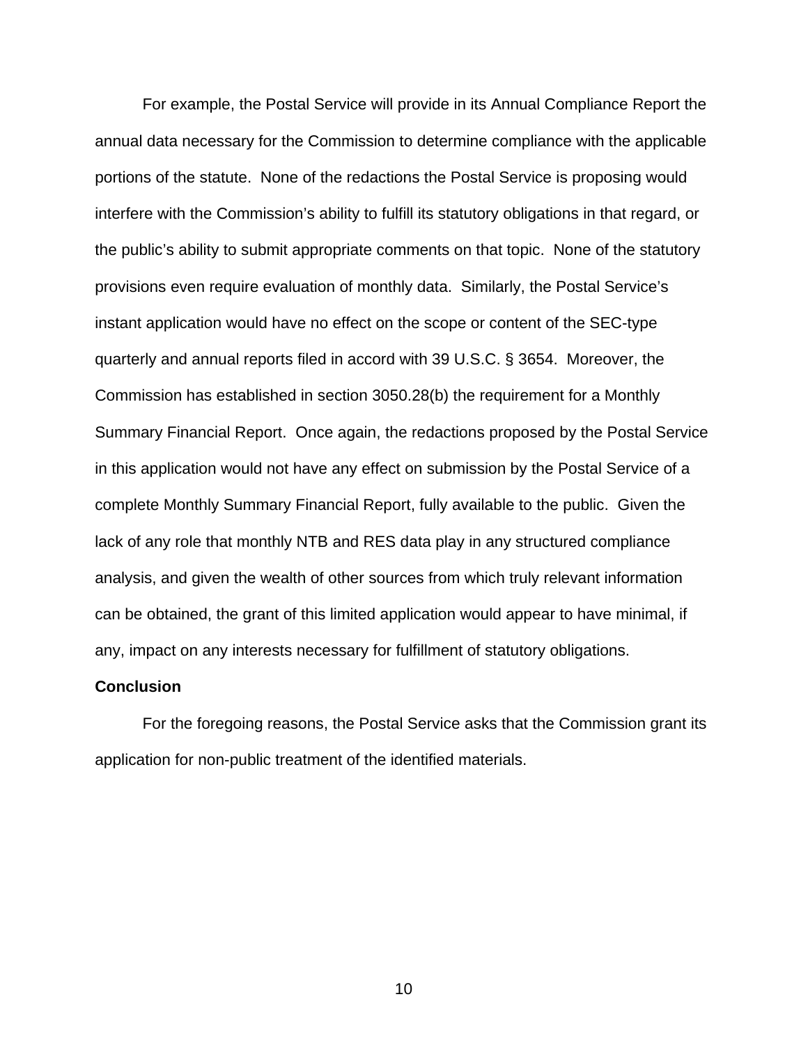For example, the Postal Service will provide in its Annual Compliance Report the annual data necessary for the Commission to determine compliance with the applicable portions of the statute. None of the redactions the Postal Service is proposing would interfere with the Commission's ability to fulfill its statutory obligations in that regard, or the public's ability to submit appropriate comments on that topic. None of the statutory provisions even require evaluation of monthly data. Similarly, the Postal Service's instant application would have no effect on the scope or content of the SEC-type quarterly and annual reports filed in accord with 39 U.S.C. § 3654. Moreover, the Commission has established in section 3050.28(b) the requirement for a Monthly Summary Financial Report. Once again, the redactions proposed by the Postal Service in this application would not have any effect on submission by the Postal Service of a complete Monthly Summary Financial Report, fully available to the public. Given the lack of any role that monthly NTB and RES data play in any structured compliance analysis, and given the wealth of other sources from which truly relevant information can be obtained, the grant of this limited application would appear to have minimal, if any, impact on any interests necessary for fulfillment of statutory obligations.

**Conclusion**

For the foregoing reasons, the Postal Service asks that the Commission grant its application for non-public treatment of the identified materials.